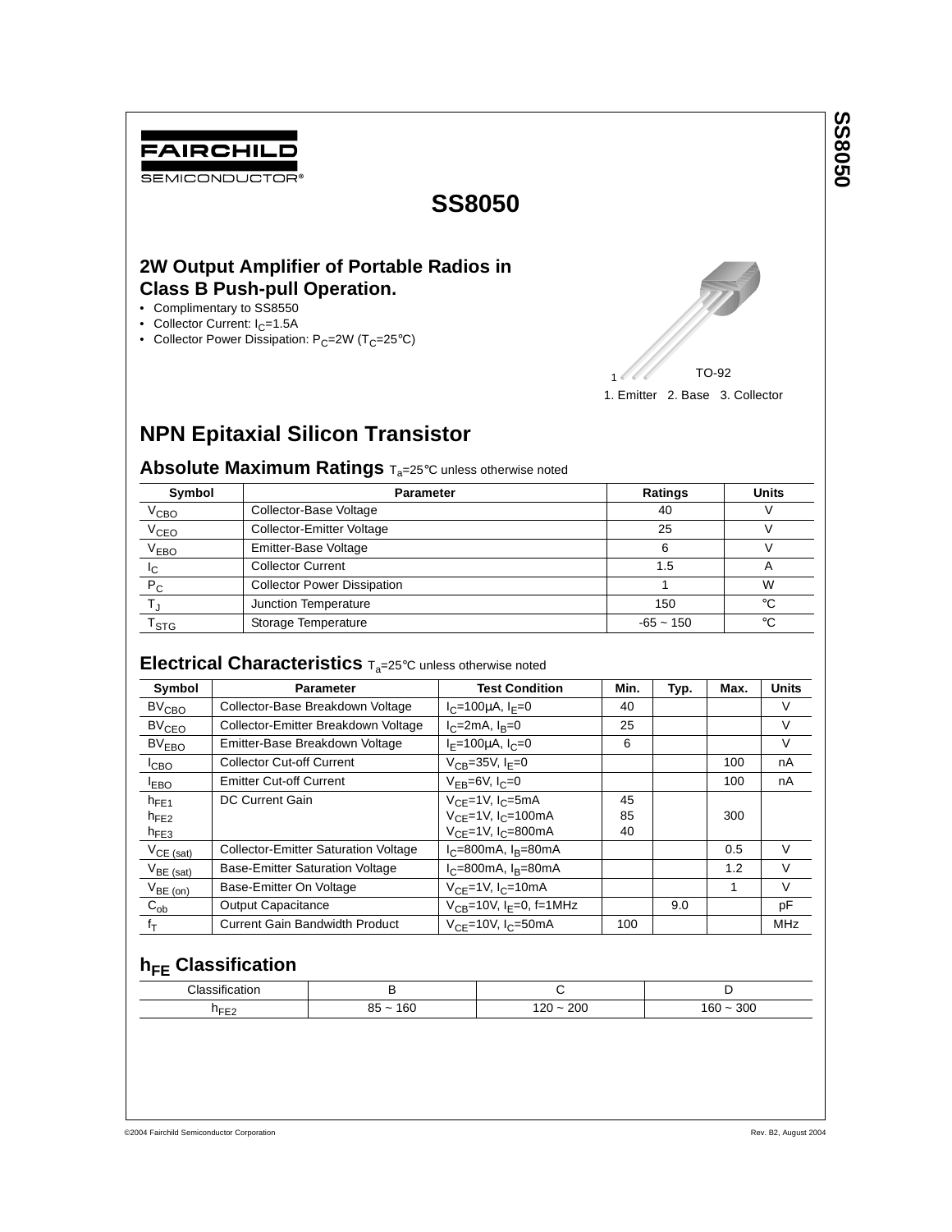FAIRCHILD SEMICONDUCTOR®

# SS8050

## 2W Output Amplifier of Portable Radios in Class B Push-pull Operation.

- Complimentary to SS8550
- Collector Current: $I_C$=1.5A
- Collector Power Dissipation: $P_C$=2W ($T_C$=25°C)

TO-92

1. Emitter 2. Base 3. Collector

## NPN Epitaxial Silicon Transistor

### Absolute Maximum Ratings $T_a$=25°C unless otherwise noted

| Symbol | Parameter | Ratings | Units |
|---|---|---|---|
| $V_{CBO}$ | Collector-Base Voltage | 40 | V |
| $V_{CEO}$ | Collector-Emitter Voltage | 25 | V |
| $V_{EBO}$ | Emitter-Base Voltage | 6 | V |
| $I_C$ | Collector Current | 1.5 | A |
| $P_C$ | Collector Power Dissipation | 1 | W |
| $T_J$ | Junction Temperature | 150 | °C |
| $T_{STG}$ | Storage Temperature | -65 ~ 150 | °C |

### Electrical Characteristics $T_a$=25°C unless otherwise noted

| Symbol | Parameter | Test Condition | Min. | Typ. | Max. | Units |
|---|---|---|---|---|---|---|
| $BV_{CBO}$ | Collector-Base Breakdown Voltage | $I_C$=100μA, $I_E$=0 | 40 | | | V |
| $BV_{CEO}$ | Collector-Emitter Breakdown Voltage | $I_C$=2mA, $I_B$=0 | 25 | | | V |
| $BV_{EBO}$ | Emitter-Base Breakdown Voltage | $I_E$=100μA, $I_C$=0 | 6 | | | V |
| $I_{CBO}$ | Collector Cut-off Current | $V_{CB}$=35V, $I_E$=0 | | | 100 | nA |
| $I_{EBO}$ | Emitter Cut-off Current | $V_{EB}$=6V, $I_C$=0 | | | 100 | nA |
| $h_{FE1}$<br>$h_{FE2}$<br>$h_{FE3}$ | DC Current Gain | $V_{CE}$=1V, $I_C$=5mA<br>$V_{CE}$=1V, $I_C$=100mA<br>$V_{CE}$=1V, $I_C$=800mA | 45<br>85<br>40 | | 300 | |
| $V_{CE (sat)}$ | Collector-Emitter Saturation Voltage | $I_C$=800mA, $I_B$=80mA | | | 0.5 | V |
| $V_{BE (sat)}$ | Base-Emitter Saturation Voltage | $I_C$=800mA, $I_B$=80mA | | | 1.2 | V |
| $V_{BE (on)}$ | Base-Emitter On Voltage | $V_{CE}$=1V, $I_C$=10mA | | | 1 | V |
| $C_{ob}$ | Output Capacitance | $V_{CB}$=10V, $I_E$=0, f=1MHz | | 9.0 | | pF |
| $f_T$ | Current Gain Bandwidth Product | $V_{CE}$=10V, $I_C$=50mA | 100 | | | MHz |

### $h_{FE}$ Classification

| Classification | B | C | D |
|---|---|---|---|
| $h_{FE2}$ | 85 ~ 160 | 120 ~ 200 | 160 ~ 300 |

©2004 Fairchild Semiconductor Corporation

Rev. B2, August 2004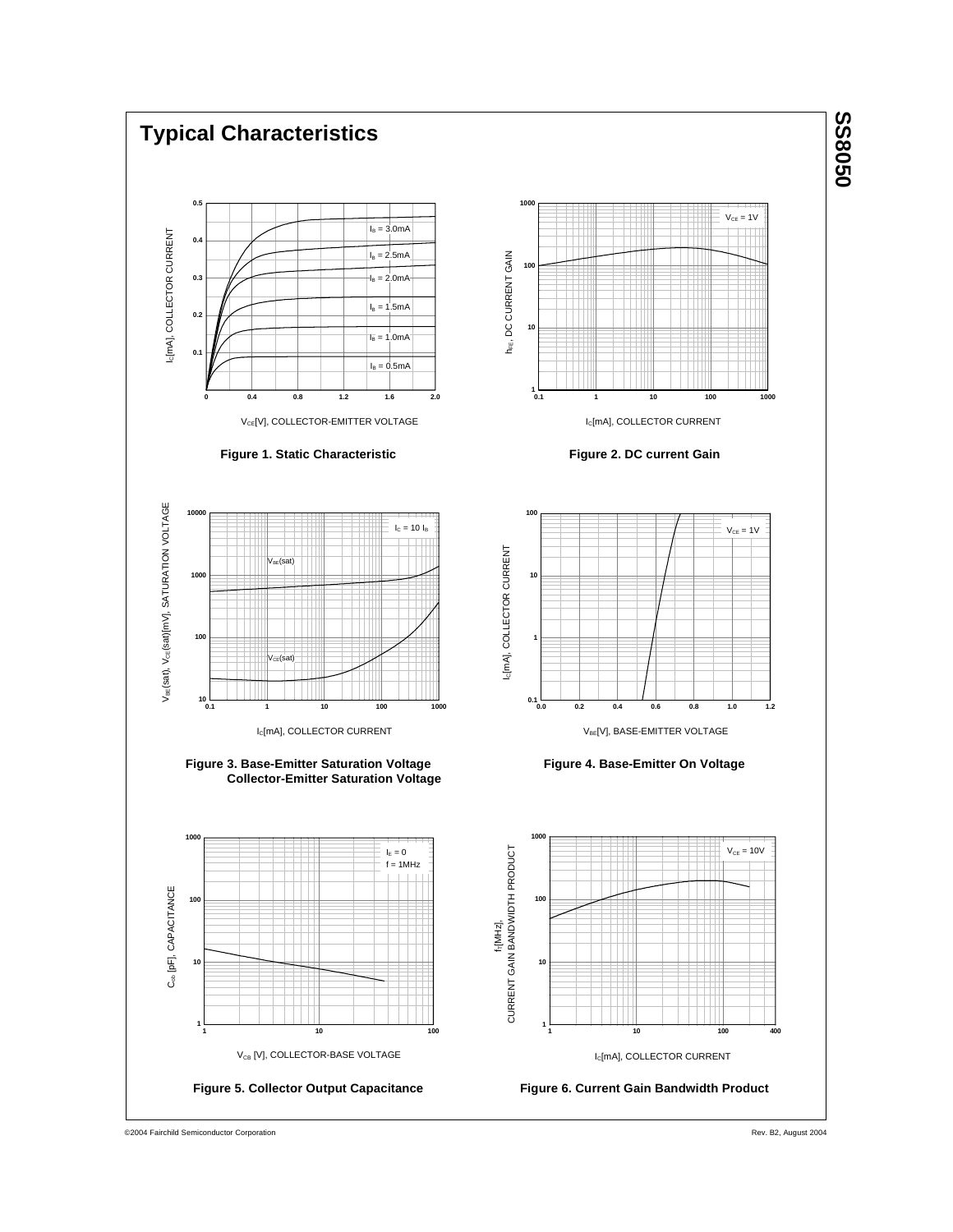# Typical Characteristics

Figure 1. Static Characteristic

Figure 2. DC current Gain

Figure 3. Base-Emitter Saturation Voltage Collector-Emitter Saturation Voltage

Figure 4. Base-Emitter On Voltage

Figure 5. Collector Output Capacitance

Figure 6. Current Gain Bandwidth Product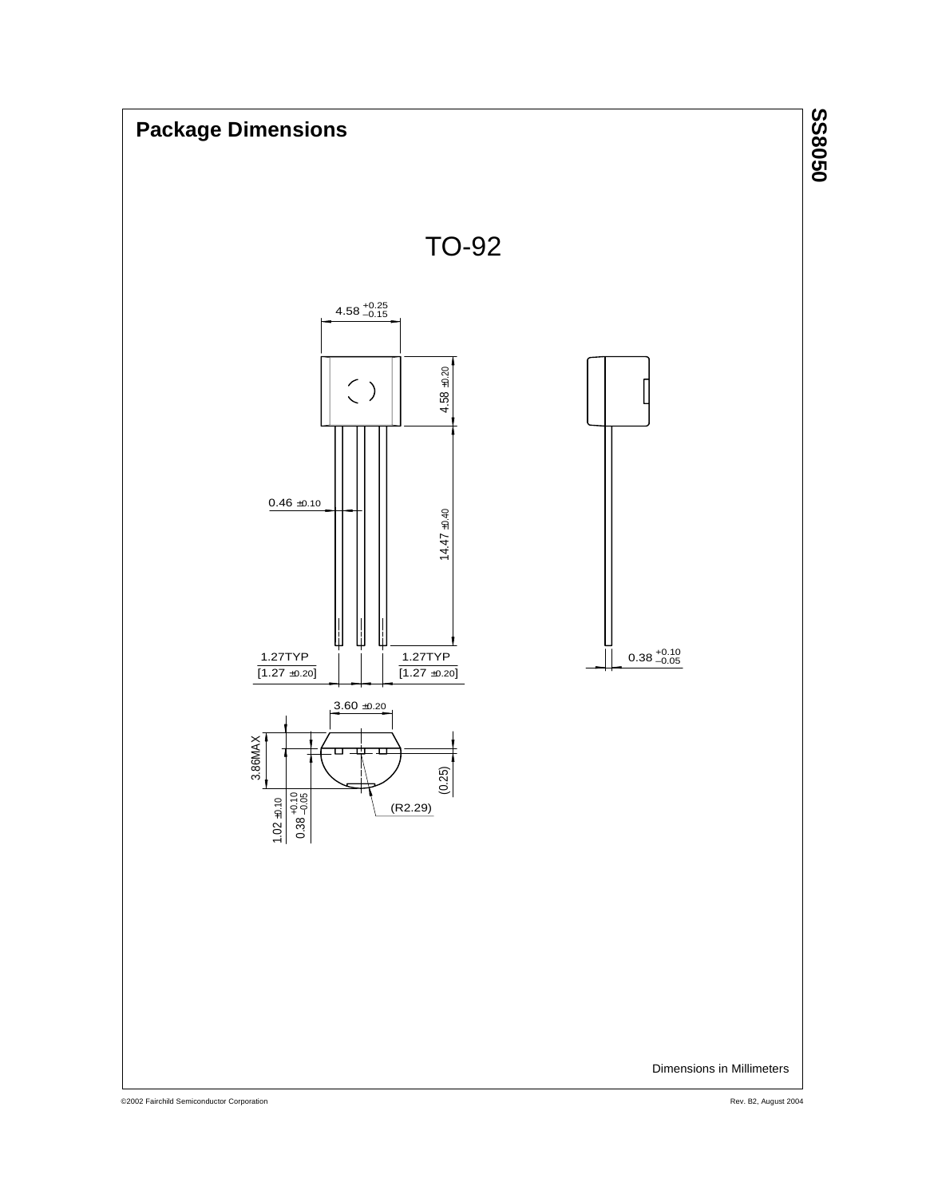## Package Dimensions

TO-92

4.58 $^{+0.25}_{-0.15}$

4.58 ±0.20

0.46 ±0.10

14.47 ±0.40

1.27TYP
[1.27 ±0.20]

1.27TYP
[1.27 ±0.20]

0.38 $^{+0.10}_{-0.05}$

3.60 ±0.20

3.86MAX

1.02 ±0.10

0.38 $^{+0.10}_{-0.05}$

(0.25)

(R2.29)

Dimensions in Millimeters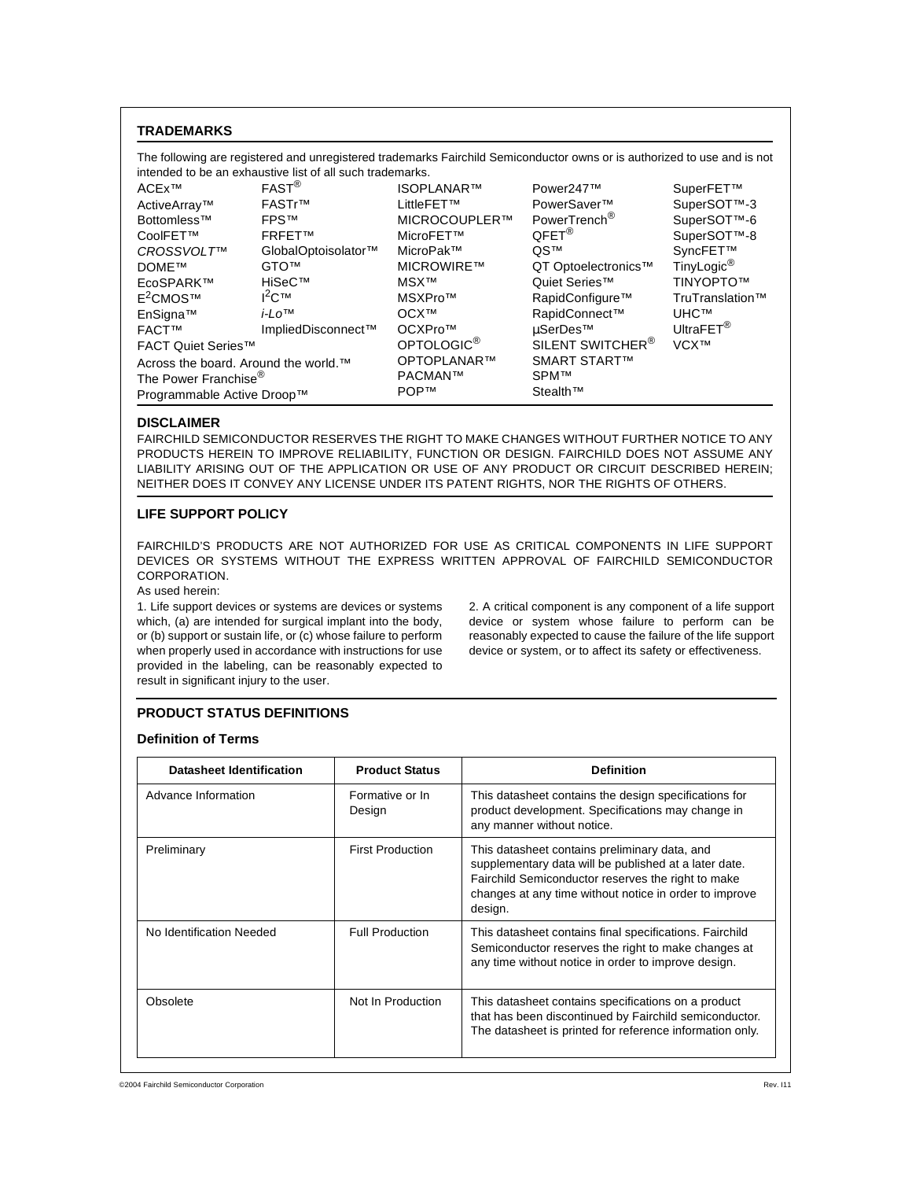## TRADEMARKS

The following are registered and unregistered trademarks Fairchild Semiconductor owns or is authorized to use and is not intended to be an exhaustive list of all such trademarks.

| | | | | |
|---|---|---|---|---|
| ACEx™ | FAST® | ISOPLANAR™ | Power247™ | SuperFET™ |
| ActiveArray™ | FASTr™ | LittleFET™ | PowerSaver™ | SuperSOT™-3 |
| Bottomless™ | FPS™ | MICROCOUPLER™ | PowerTrench® | SuperSOT™-6 |
| CoolFET™ | FRFET™ | MicroFET™ | QFET® | SuperSOT™-8 |
| *CROSSVOLT*™ | GlobalOptoisolator™ | MicroPak™ | QS™ | SyncFET™ |
| DOME™ | GTO™ | MICROWIRE™ | QT Optoelectronics™ | TinyLogic® |
| EcoSPARK™ | HiSeC™ | MSX™ | Quiet Series™ | TINYOPTO™ |
| $E^2$CMOS™ | $I^2$C™ | MSXPro™ | RapidConfigure™ | TruTranslation™ |
| EnSigna™ | *i-Lo*™ | OCX™ | RapidConnect™ | UHC™ |
| FACT™ | ImpliedDisconnect™ | OCXPro™ | µSerDes™ | UltraFET® |
| FACT Quiet Series™ | | OPTOLOGIC® | SILENT SWITCHER® | VCX™ |
| Across the board. Around the world.™ | | OPTOPLANAR™ | SMART START™ | |
| The Power Franchise® | | PACMAN™ | SPM™ | |
| Programmable Active Droop™ | | POP™ | Stealth™ | |

## DISCLAIMER

FAIRCHILD SEMICONDUCTOR RESERVES THE RIGHT TO MAKE CHANGES WITHOUT FURTHER NOTICE TO ANY PRODUCTS HEREIN TO IMPROVE RELIABILITY, FUNCTION OR DESIGN. FAIRCHILD DOES NOT ASSUME ANY LIABILITY ARISING OUT OF THE APPLICATION OR USE OF ANY PRODUCT OR CIRCUIT DESCRIBED HEREIN; NEITHER DOES IT CONVEY ANY LICENSE UNDER ITS PATENT RIGHTS, NOR THE RIGHTS OF OTHERS.

## LIFE SUPPORT POLICY

FAIRCHILD'S PRODUCTS ARE NOT AUTHORIZED FOR USE AS CRITICAL COMPONENTS IN LIFE SUPPORT DEVICES OR SYSTEMS WITHOUT THE EXPRESS WRITTEN APPROVAL OF FAIRCHILD SEMICONDUCTOR CORPORATION.

As used herein:

1. Life support devices or systems are devices or systems which, (a) are intended for surgical implant into the body, or (b) support or sustain life, or (c) whose failure to perform when properly used in accordance with instructions for use provided in the labeling, can be reasonably expected to result in significant injury to the user.

2. A critical component is any component of a life support device or system whose failure to perform can be reasonably expected to cause the failure of the life support device or system, or to affect its safety or effectiveness.

## PRODUCT STATUS DEFINITIONS

### Definition of Terms

| Datasheet Identification | Product Status | Definition |
|---|---|---|
| Advance Information | Formative or In Design | This datasheet contains the design specifications for product development. Specifications may change in any manner without notice. |
| Preliminary | First Production | This datasheet contains preliminary data, and supplementary data will be published at a later date. Fairchild Semiconductor reserves the right to make changes at any time without notice in order to improve design. |
| No Identification Needed | Full Production | This datasheet contains final specifications. Fairchild Semiconductor reserves the right to make changes at any time without notice in order to improve design. |
| Obsolete | Not In Production | This datasheet contains specifications on a product that has been discontinued by Fairchild semiconductor. The datasheet is printed for reference information only. |

©2004 Fairchild Semiconductor Corporation Rev. I11